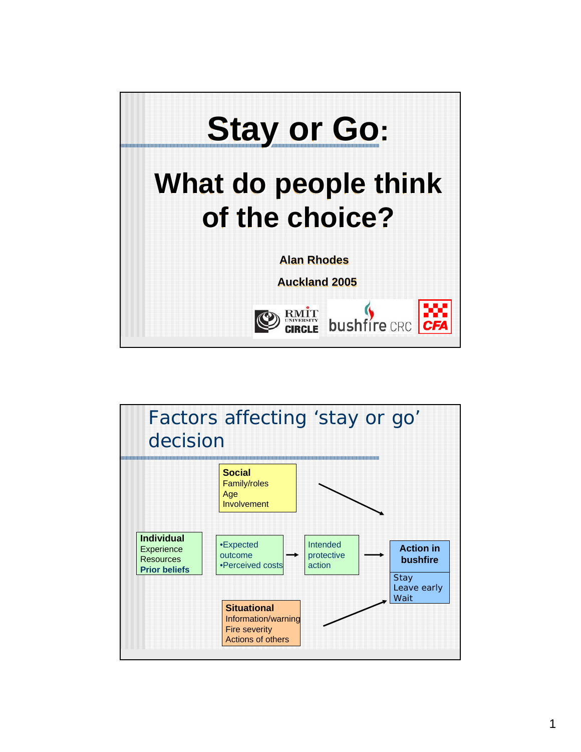# Stay or Go:

## What do people think of the choice?

**Alan Rhodes**

**Auckland 2005**

RMIT UNIVERSITY CIRCLE | bushfire CRC | CFA

---

## Factors affecting 'stay or go' decision

**Social**
Family/roles
Age
Involvement

**Individual**
Experience
Resources
**Prior beliefs**

•Expected outcome
•Perceived costs

→ Intended protective action

→ **Action in bushfire**
Stay
Leave early
Wait

**Situational**
Information/warning
Fire severity
Actions of others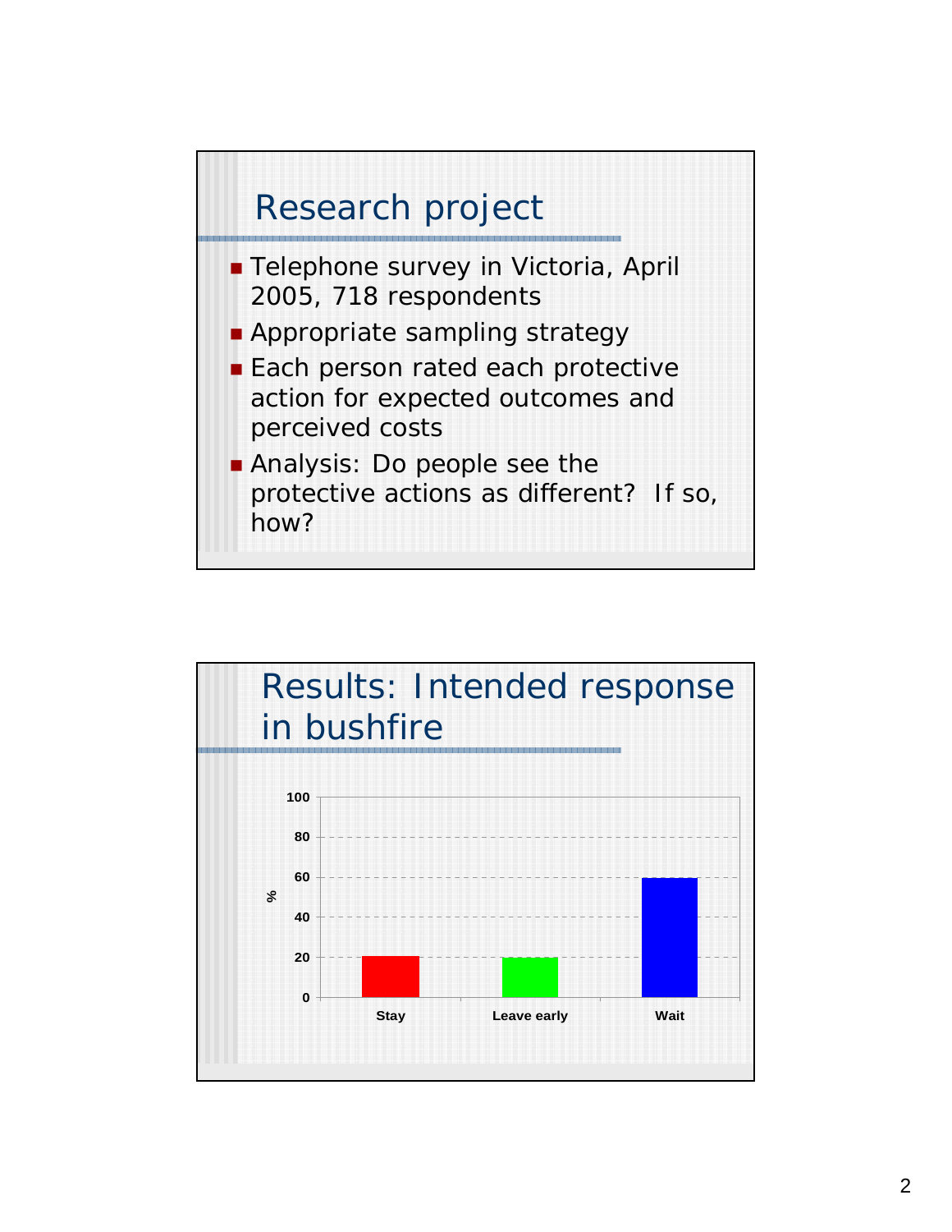## Research project

- Telephone survey in Victoria, April 2005, 718 respondents
- Appropriate sampling strategy
- Each person rated each protective action for expected outcomes and perceived costs
- Analysis: Do people see the protective actions as different? If so, how?

## Results: Intended response in bushfire

| Response | % |
|---|---|
| Stay | 20 |
| Leave early | 20 |
| Wait | 60 |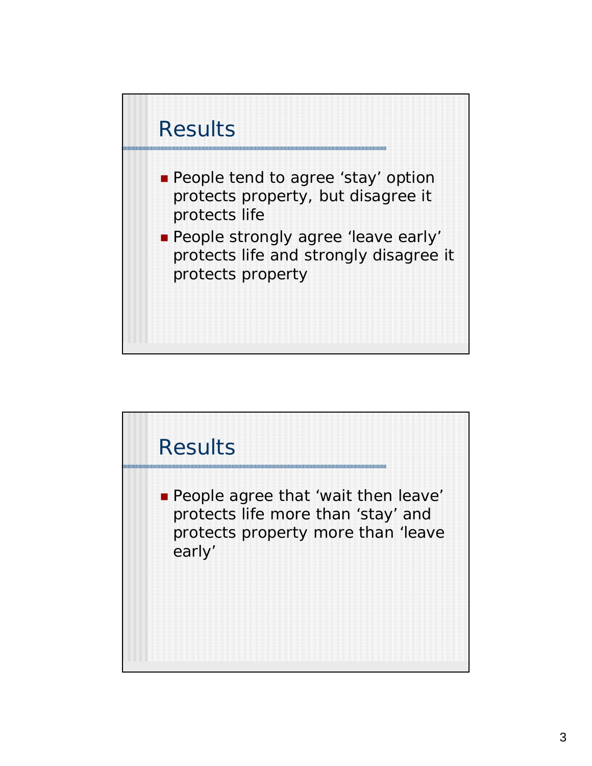## Results

- People tend to agree ‘stay’ option protects property, but disagree it protects life
- People strongly agree ‘leave early’ protects life and strongly disagree it protects property

## Results

- People agree that ‘wait then leave’ protects life more than ‘stay’ and protects property more than ‘leave early’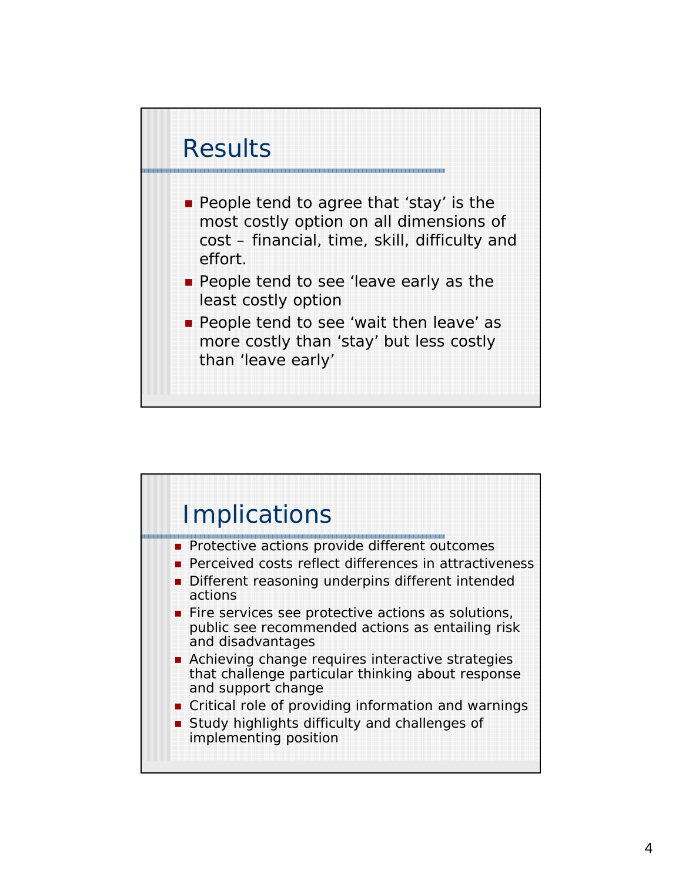## Results

- People tend to agree that 'stay' is the most costly option on all dimensions of cost – financial, time, skill, difficulty and effort.
- People tend to see 'leave early as the least costly option
- People tend to see 'wait then leave' as more costly than 'stay' but less costly than 'leave early'

## Implications

- Protective actions provide different outcomes
- Perceived costs reflect differences in attractiveness
- Different reasoning underpins different intended actions
- Fire services see protective actions as solutions, public see recommended actions as entailing risk and disadvantages
- Achieving change requires interactive strategies that challenge particular thinking about response and support change
- Critical role of providing information and warnings
- Study highlights difficulty and challenges of implementing position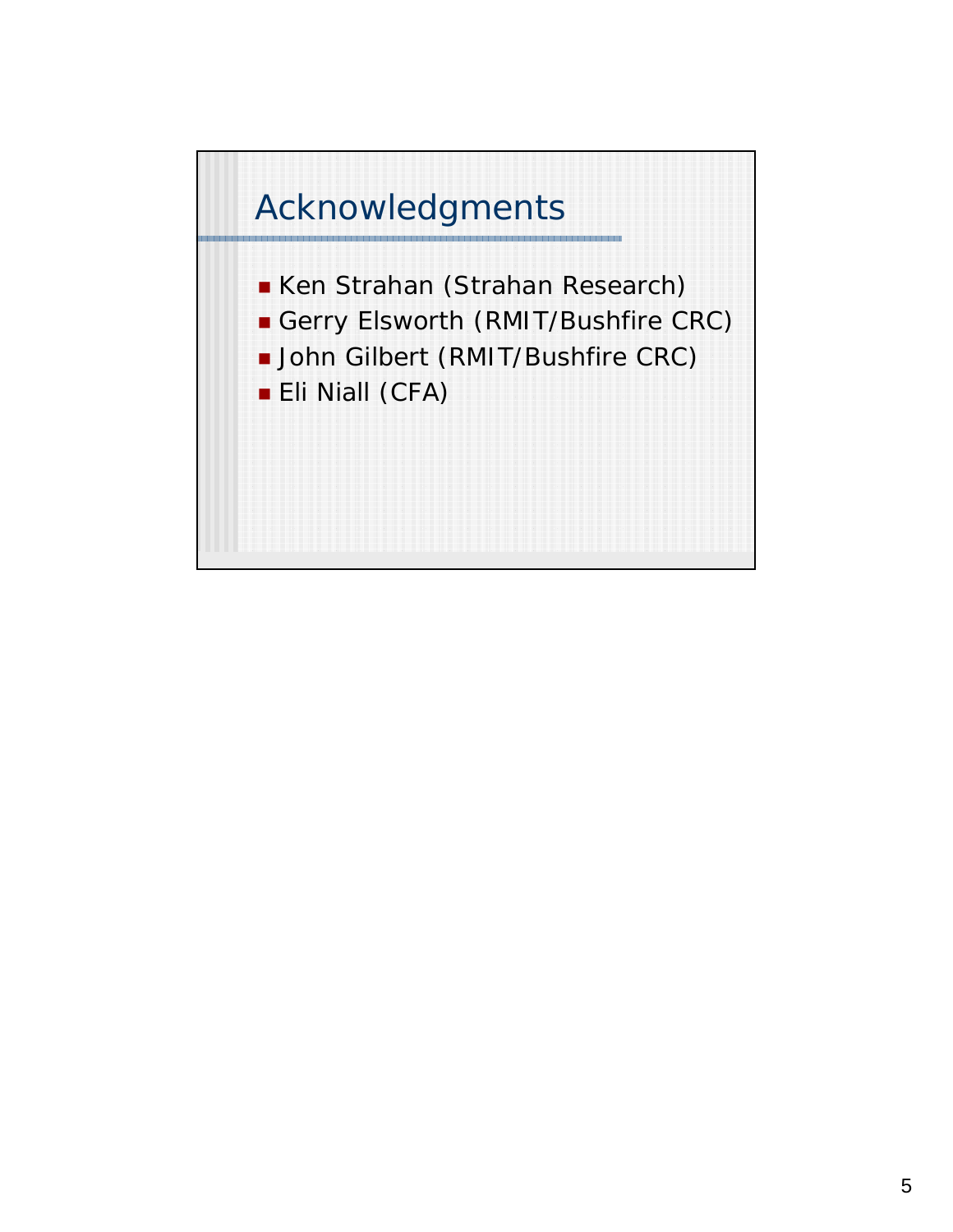# Acknowledgments

- Ken Strahan (Strahan Research)
- Gerry Elsworth (RMIT/Bushfire CRC)
- John Gilbert (RMIT/Bushfire CRC)
- Eli Niall (CFA)